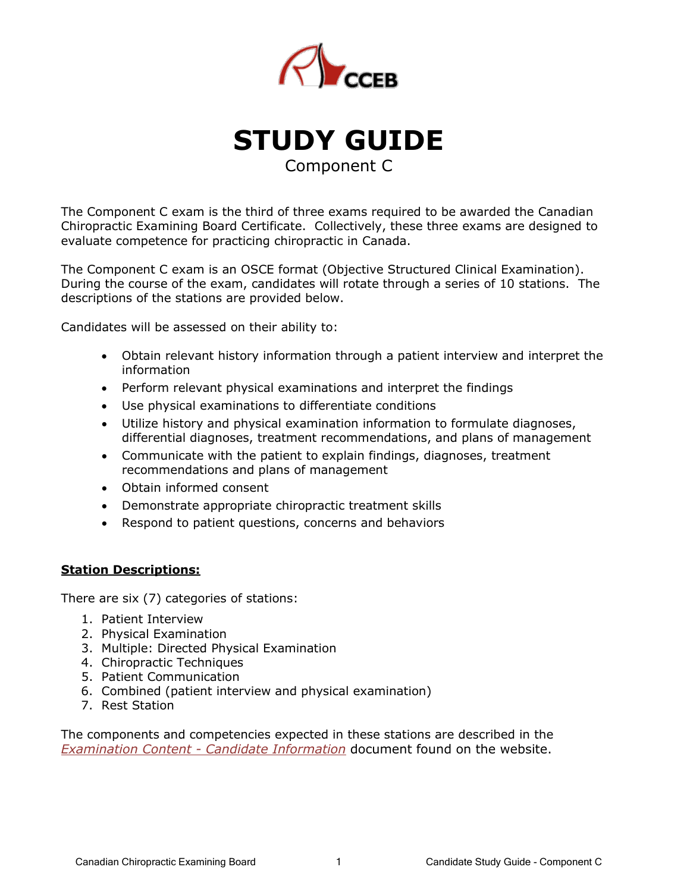# STUDY GUIDE

Component C

The Component C exam is the third of three exams required to be awarded the Canadian Chiropractic Examining Board Certificate. Collectively, these three exams are designed to evaluate competence for practicing chiropractic in Canada.

The Component C exam is an OSCE format (Objective Structured Clinical Examination). During the course of the exam, candidates will rotate through a series of 10 stations. The descriptions of the stations are provided below.

Candidates will be assessed on their ability to:

- Obtain relevant history information through a patient interview and interpret the information
- Perform relevant physical examinations and interpret the findings
- Use physical examinations to differentiate conditions
- Utilize history and physical examination information to formulate diagnoses, differential diagnoses, treatment recommendations, and plans of management
- Communicate with the patient to explain findings, diagnoses, treatment recommendations and plans of management
- Obtain informed consent
- Demonstrate appropriate chiropractic treatment skills
- Respond to patient questions, concerns and behaviors

## Station Descriptions:

There are six (7) categories of stations:

1. Patient Interview
2. Physical Examination
3. Multiple: Directed Physical Examination
4. Chiropractic Techniques
5. Patient Communication
6. Combined (patient interview and physical examination)
7. Rest Station

The components and competencies expected in these stations are described in the *Examination Content - Candidate Information* document found on the website.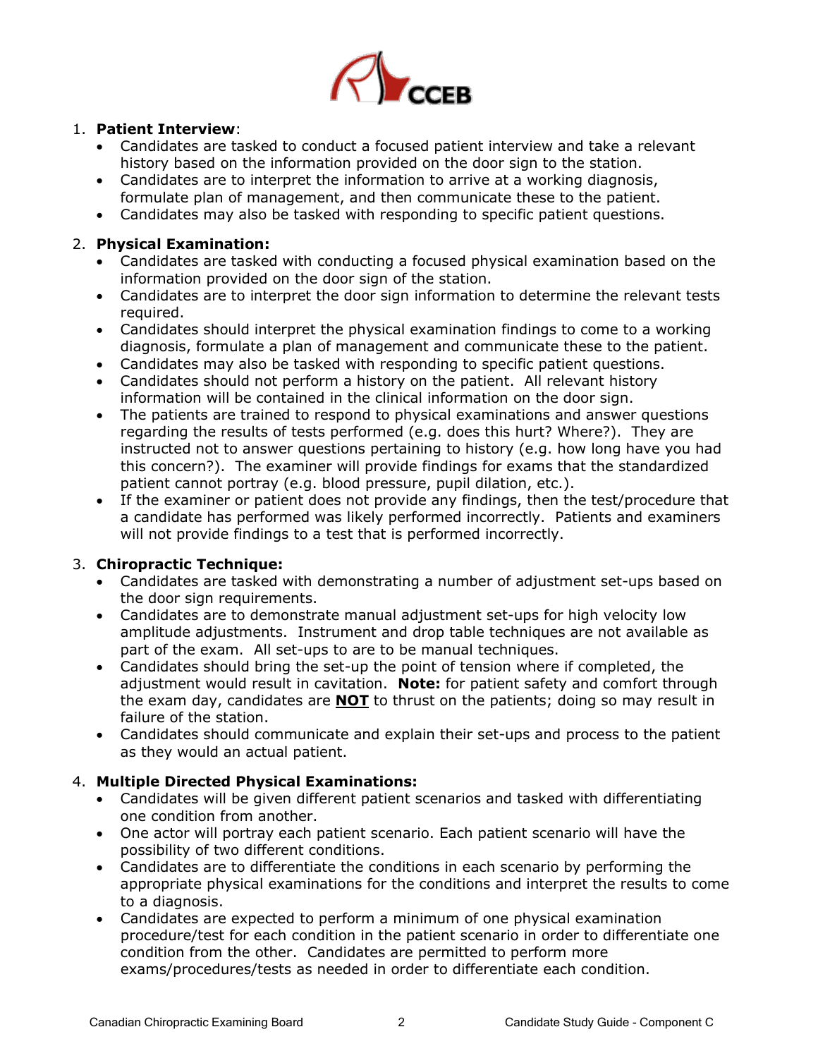1. **Patient Interview**:
    - Candidates are tasked to conduct a focused patient interview and take a relevant history based on the information provided on the door sign to the station.
    - Candidates are to interpret the information to arrive at a working diagnosis, formulate plan of management, and then communicate these to the patient.
    - Candidates may also be tasked with responding to specific patient questions.

2. **Physical Examination:**
    - Candidates are tasked with conducting a focused physical examination based on the information provided on the door sign of the station.
    - Candidates are to interpret the door sign information to determine the relevant tests required.
    - Candidates should interpret the physical examination findings to come to a working diagnosis, formulate a plan of management and communicate these to the patient.
    - Candidates may also be tasked with responding to specific patient questions.
    - Candidates should not perform a history on the patient. All relevant history information will be contained in the clinical information on the door sign.
    - The patients are trained to respond to physical examinations and answer questions regarding the results of tests performed (e.g. does this hurt? Where?). They are instructed not to answer questions pertaining to history (e.g. how long have you had this concern?). The examiner will provide findings for exams that the standardized patient cannot portray (e.g. blood pressure, pupil dilation, etc.).
    - If the examiner or patient does not provide any findings, then the test/procedure that a candidate has performed was likely performed incorrectly. Patients and examiners will not provide findings to a test that is performed incorrectly.

3. **Chiropractic Technique:**
    - Candidates are tasked with demonstrating a number of adjustment set-ups based on the door sign requirements.
    - Candidates are to demonstrate manual adjustment set-ups for high velocity low amplitude adjustments. Instrument and drop table techniques are not available as part of the exam. All set-ups to are to be manual techniques.
    - Candidates should bring the set-up the point of tension where if completed, the adjustment would result in cavitation. **Note:** for patient safety and comfort through the exam day, candidates are **NOT** to thrust on the patients; doing so may result in failure of the station.
    - Candidates should communicate and explain their set-ups and process to the patient as they would an actual patient.

4. **Multiple Directed Physical Examinations:**
    - Candidates will be given different patient scenarios and tasked with differentiating one condition from another.
    - One actor will portray each patient scenario. Each patient scenario will have the possibility of two different conditions.
    - Candidates are to differentiate the conditions in each scenario by performing the appropriate physical examinations for the conditions and interpret the results to come to a diagnosis.
    - Candidates are expected to perform a minimum of one physical examination procedure/test for each condition in the patient scenario in order to differentiate one condition from the other. Candidates are permitted to perform more exams/procedures/tests as needed in order to differentiate each condition.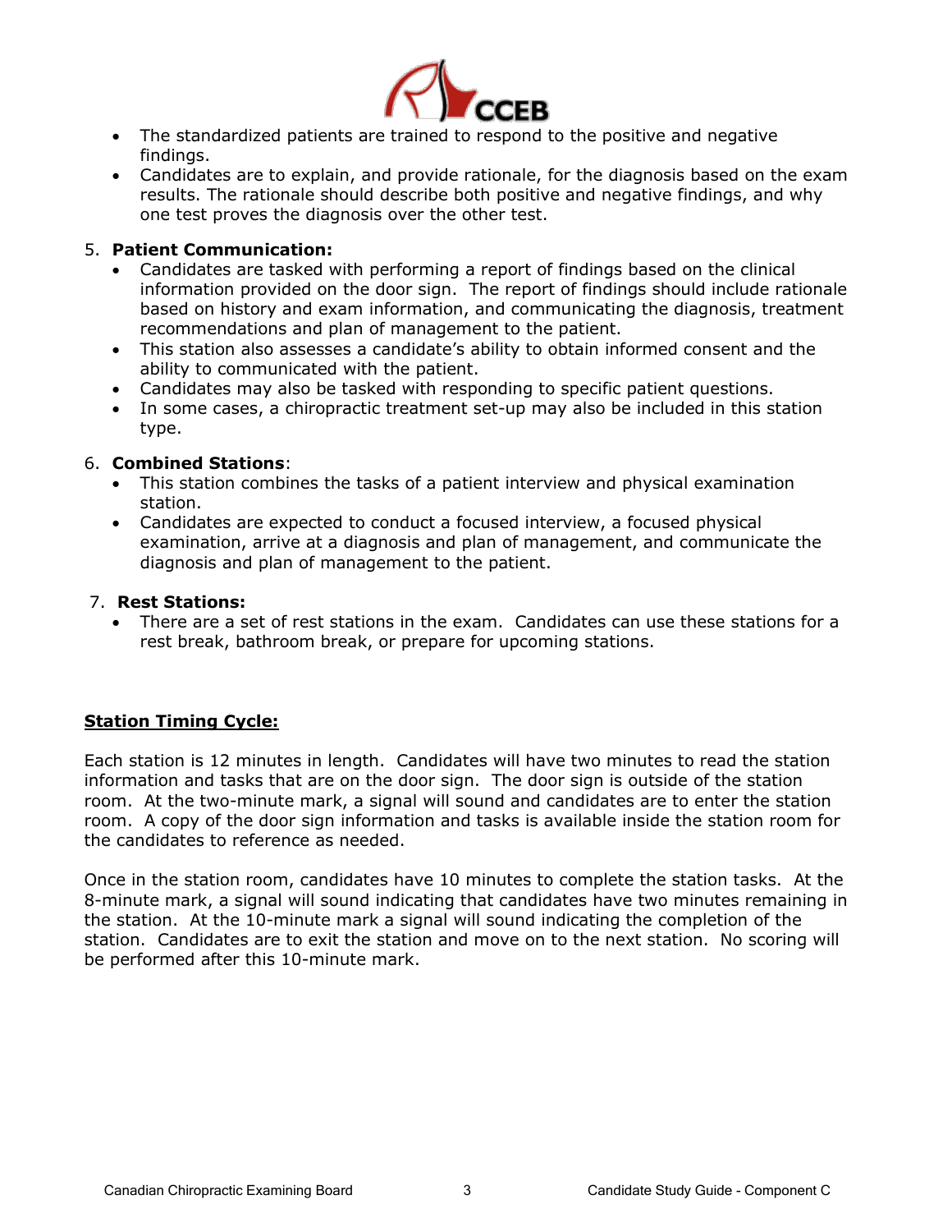- The standardized patients are trained to respond to the positive and negative findings.
- Candidates are to explain, and provide rationale, for the diagnosis based on the exam results. The rationale should describe both positive and negative findings, and why one test proves the diagnosis over the other test.

5. **Patient Communication:**
   - Candidates are tasked with performing a report of findings based on the clinical information provided on the door sign. The report of findings should include rationale based on history and exam information, and communicating the diagnosis, treatment recommendations and plan of management to the patient.
   - This station also assesses a candidate's ability to obtain informed consent and the ability to communicated with the patient.
   - Candidates may also be tasked with responding to specific patient questions.
   - In some cases, a chiropractic treatment set-up may also be included in this station type.

6. **Combined Stations**:
   - This station combines the tasks of a patient interview and physical examination station.
   - Candidates are expected to conduct a focused interview, a focused physical examination, arrive at a diagnosis and plan of management, and communicate the diagnosis and plan of management to the patient.

7. **Rest Stations:**
   - There are a set of rest stations in the exam. Candidates can use these stations for a rest break, bathroom break, or prepare for upcoming stations.

**<u>Station Timing Cycle:</u>**

Each station is 12 minutes in length. Candidates will have two minutes to read the station information and tasks that are on the door sign. The door sign is outside of the station room. At the two-minute mark, a signal will sound and candidates are to enter the station room. A copy of the door sign information and tasks is available inside the station room for the candidates to reference as needed.

Once in the station room, candidates have 10 minutes to complete the station tasks. At the 8-minute mark, a signal will sound indicating that candidates have two minutes remaining in the station. At the 10-minute mark a signal will sound indicating the completion of the station. Candidates are to exit the station and move on to the next station. No scoring will be performed after this 10-minute mark.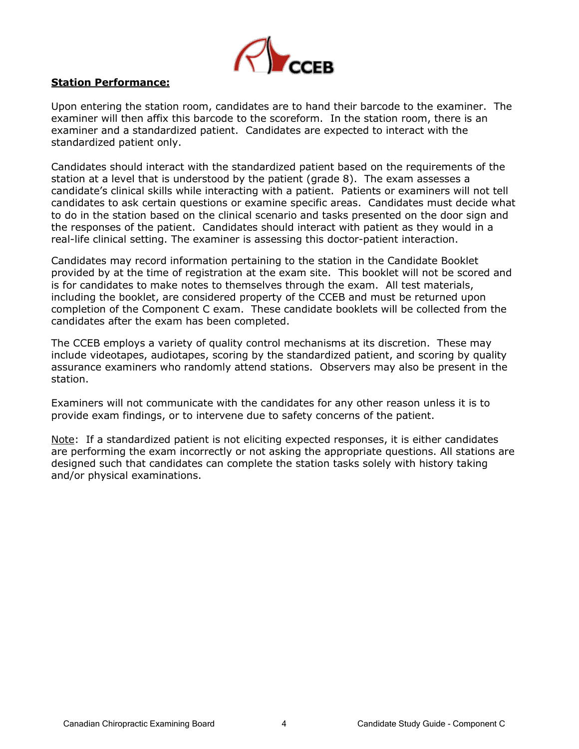**Station Performance:**

Upon entering the station room, candidates are to hand their barcode to the examiner. The examiner will then affix this barcode to the scoreform. In the station room, there is an examiner and a standardized patient. Candidates are expected to interact with the standardized patient only.

Candidates should interact with the standardized patient based on the requirements of the station at a level that is understood by the patient (grade 8). The exam assesses a candidate's clinical skills while interacting with a patient. Patients or examiners will not tell candidates to ask certain questions or examine specific areas. Candidates must decide what to do in the station based on the clinical scenario and tasks presented on the door sign and the responses of the patient. Candidates should interact with patient as they would in a real-life clinical setting. The examiner is assessing this doctor-patient interaction.

Candidates may record information pertaining to the station in the Candidate Booklet provided by at the time of registration at the exam site. This booklet will not be scored and is for candidates to make notes to themselves through the exam. All test materials, including the booklet, are considered property of the CCEB and must be returned upon completion of the Component C exam. These candidate booklets will be collected from the candidates after the exam has been completed.

The CCEB employs a variety of quality control mechanisms at its discretion. These may include videotapes, audiotapes, scoring by the standardized patient, and scoring by quality assurance examiners who randomly attend stations. Observers may also be present in the station.

Examiners will not communicate with the candidates for any other reason unless it is to provide exam findings, or to intervene due to safety concerns of the patient.

<u>Note</u>: If a standardized patient is not eliciting expected responses, it is either candidates are performing the exam incorrectly or not asking the appropriate questions. All stations are designed such that candidates can complete the station tasks solely with history taking and/or physical examinations.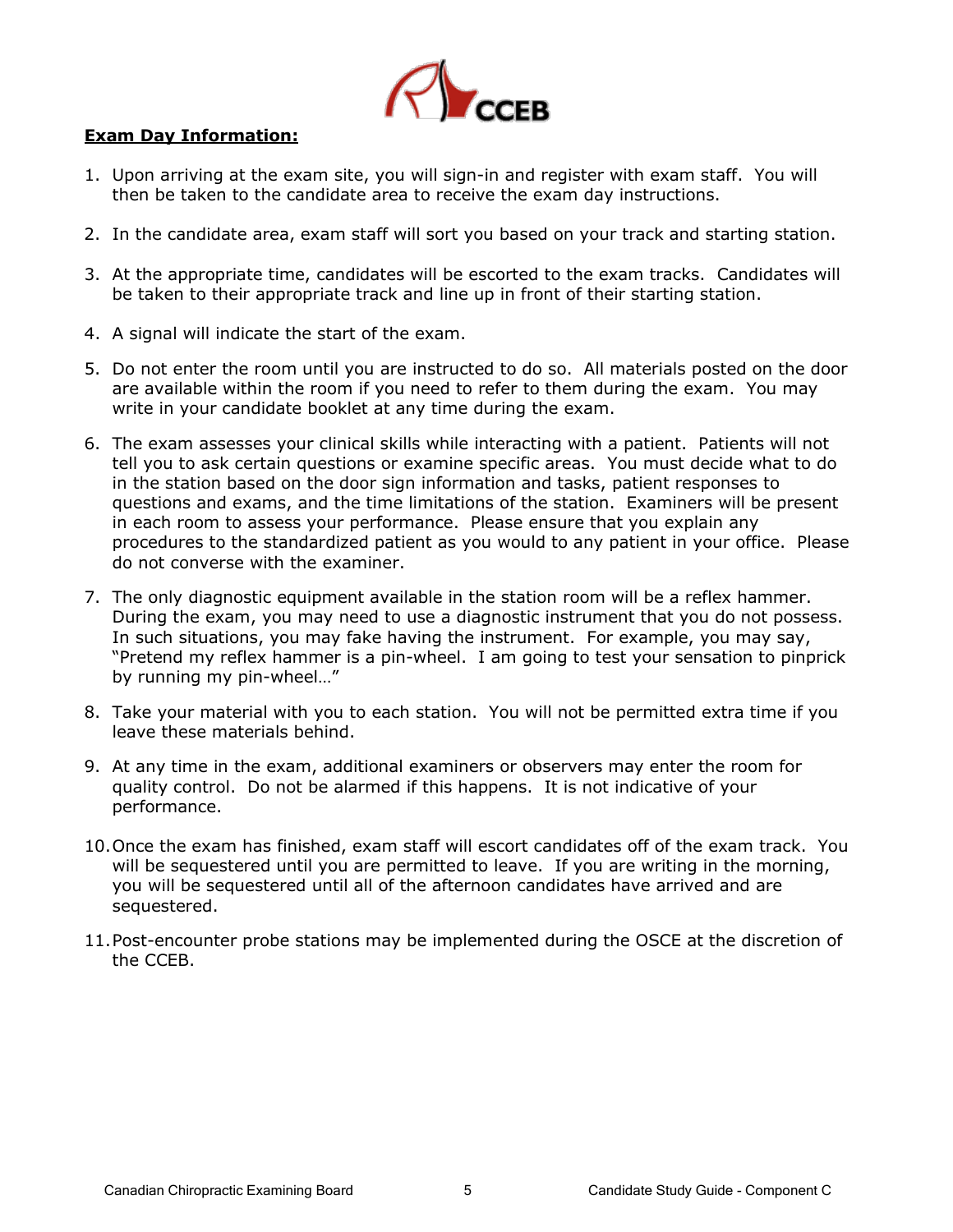**Exam Day Information:**

1. Upon arriving at the exam site, you will sign-in and register with exam staff. You will then be taken to the candidate area to receive the exam day instructions.

2. In the candidate area, exam staff will sort you based on your track and starting station.

3. At the appropriate time, candidates will be escorted to the exam tracks. Candidates will be taken to their appropriate track and line up in front of their starting station.

4. A signal will indicate the start of the exam.

5. Do not enter the room until you are instructed to do so. All materials posted on the door are available within the room if you need to refer to them during the exam. You may write in your candidate booklet at any time during the exam.

6. The exam assesses your clinical skills while interacting with a patient. Patients will not tell you to ask certain questions or examine specific areas. You must decide what to do in the station based on the door sign information and tasks, patient responses to questions and exams, and the time limitations of the station. Examiners will be present in each room to assess your performance. Please ensure that you explain any procedures to the standardized patient as you would to any patient in your office. Please do not converse with the examiner.

7. The only diagnostic equipment available in the station room will be a reflex hammer. During the exam, you may need to use a diagnostic instrument that you do not possess. In such situations, you may fake having the instrument. For example, you may say, "Pretend my reflex hammer is a pin-wheel. I am going to test your sensation to pinprick by running my pin-wheel…"

8. Take your material with you to each station. You will not be permitted extra time if you leave these materials behind.

9. At any time in the exam, additional examiners or observers may enter the room for quality control. Do not be alarmed if this happens. It is not indicative of your performance.

10. Once the exam has finished, exam staff will escort candidates off of the exam track. You will be sequestered until you are permitted to leave. If you are writing in the morning, you will be sequestered until all of the afternoon candidates have arrived and are sequestered.

11. Post-encounter probe stations may be implemented during the OSCE at the discretion of the CCEB.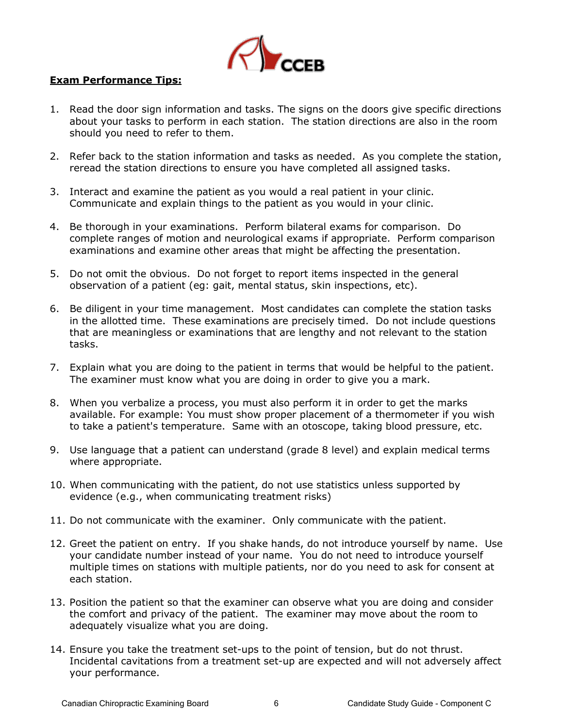## Exam Performance Tips:

1. Read the door sign information and tasks. The signs on the doors give specific directions about your tasks to perform in each station. The station directions are also in the room should you need to refer to them.

2. Refer back to the station information and tasks as needed. As you complete the station, reread the station directions to ensure you have completed all assigned tasks.

3. Interact and examine the patient as you would a real patient in your clinic. Communicate and explain things to the patient as you would in your clinic.

4. Be thorough in your examinations. Perform bilateral exams for comparison. Do complete ranges of motion and neurological exams if appropriate. Perform comparison examinations and examine other areas that might be affecting the presentation.

5. Do not omit the obvious. Do not forget to report items inspected in the general observation of a patient (eg: gait, mental status, skin inspections, etc).

6. Be diligent in your time management. Most candidates can complete the station tasks in the allotted time. These examinations are precisely timed. Do not include questions that are meaningless or examinations that are lengthy and not relevant to the station tasks.

7. Explain what you are doing to the patient in terms that would be helpful to the patient. The examiner must know what you are doing in order to give you a mark.

8. When you verbalize a process, you must also perform it in order to get the marks available. For example: You must show proper placement of a thermometer if you wish to take a patient's temperature. Same with an otoscope, taking blood pressure, etc.

9. Use language that a patient can understand (grade 8 level) and explain medical terms where appropriate.

10. When communicating with the patient, do not use statistics unless supported by evidence (e.g., when communicating treatment risks)

11. Do not communicate with the examiner. Only communicate with the patient.

12. Greet the patient on entry. If you shake hands, do not introduce yourself by name. Use your candidate number instead of your name. You do not need to introduce yourself multiple times on stations with multiple patients, nor do you need to ask for consent at each station.

13. Position the patient so that the examiner can observe what you are doing and consider the comfort and privacy of the patient. The examiner may move about the room to adequately visualize what you are doing.

14. Ensure you take the treatment set-ups to the point of tension, but do not thrust. Incidental cavitations from a treatment set-up are expected and will not adversely affect your performance.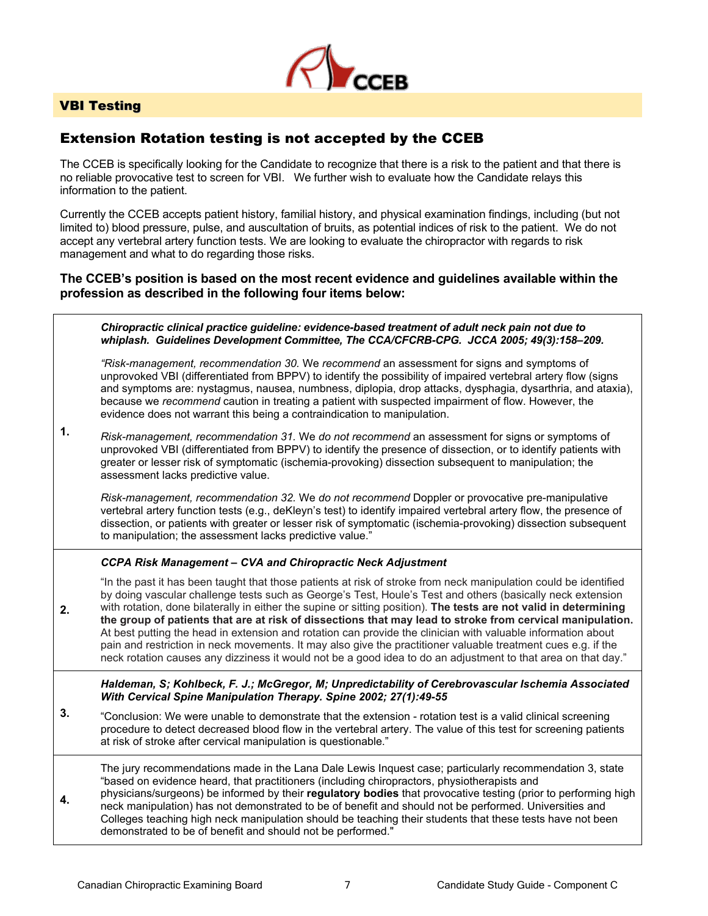## VBI Testing

### Extension Rotation testing is not accepted by the CCEB

The CCEB is specifically looking for the Candidate to recognize that there is a risk to the patient and that there is no reliable provocative test to screen for VBI. We further wish to evaluate how the Candidate relays this information to the patient.

Currently the CCEB accepts patient history, familial history, and physical examination findings, including (but not limited to) blood pressure, pulse, and auscultation of bruits, as potential indices of risk to the patient. We do not accept any vertebral artery function tests. We are looking to evaluate the chiropractor with regards to risk management and what to do regarding those risks.

**The CCEB's position is based on the most recent evidence and guidelines available within the profession as described in the following four items below:**

| | |
|---|---|
| **1.** | ***Chiropractic clinical practice guideline: evidence-based treatment of adult neck pain not due to whiplash. Guidelines Development Committee, The CCA/CFCRB-CPG. JCCA 2005; 49(3):158–209.***<br><br>*"Risk-management, recommendation 30.* We *recommend* an assessment for signs and symptoms of unprovoked VBI (differentiated from BPPV) to identify the possibility of impaired vertebral artery flow (signs and symptoms are: nystagmus, nausea, numbness, diplopia, drop attacks, dysphagia, dysarthria, and ataxia), because we *recommend* caution in treating a patient with suspected impairment of flow. However, the evidence does not warrant this being a contraindication to manipulation.<br><br>*Risk-management, recommendation 31.* We *do not recommend* an assessment for signs or symptoms of unprovoked VBI (differentiated from BPPV) to identify the presence of dissection, or to identify patients with greater or lesser risk of symptomatic (ischemia-provoking) dissection subsequent to manipulation; the assessment lacks predictive value.<br><br>*Risk-management, recommendation 32.* We *do not recommend* Doppler or provocative pre-manipulative vertebral artery function tests (e.g., deKleyn's test) to identify impaired vertebral artery flow, the presence of dissection, or patients with greater or lesser risk of symptomatic (ischemia-provoking) dissection subsequent to manipulation; the assessment lacks predictive value." |
| **2.** | ***CCPA Risk Management – CVA and Chiropractic Neck Adjustment***<br><br>"In the past it has been taught that those patients at risk of stroke from neck manipulation could be identified by doing vascular challenge tests such as George's Test, Houle's Test and others (basically neck extension with rotation, done bilaterally in either the supine or sitting position). **The tests are not valid in determining the group of patients that are at risk of dissections that may lead to stroke from cervical manipulation.** At best putting the head in extension and rotation can provide the clinician with valuable information about pain and restriction in neck movements. It may also give the practitioner valuable treatment cues e.g. if the neck rotation causes any dizziness it would not be a good idea to do an adjustment to that area on that day." |
| **3.** | ***Haldeman, S; Kohlbeck, F. J.; McGregor, M; Unpredictability of Cerebrovascular Ischemia Associated With Cervical Spine Manipulation Therapy. Spine 2002; 27(1):49-55***<br><br>"Conclusion: We were unable to demonstrate that the extension - rotation test is a valid clinical screening procedure to detect decreased blood flow in the vertebral artery. The value of this test for screening patients at risk of stroke after cervical manipulation is questionable." |
| **4.** | The jury recommendations made in the Lana Dale Lewis Inquest case; particularly recommendation 3, state "based on evidence heard, that practitioners (including chiropractors, physiotherapists and physicians/surgeons) be informed by their **regulatory bodies** that provocative testing (prior to performing high neck manipulation) has not demonstrated to be of benefit and should not be performed. Universities and Colleges teaching high neck manipulation should be teaching their students that these tests have not been demonstrated to be of benefit and should not be performed." |